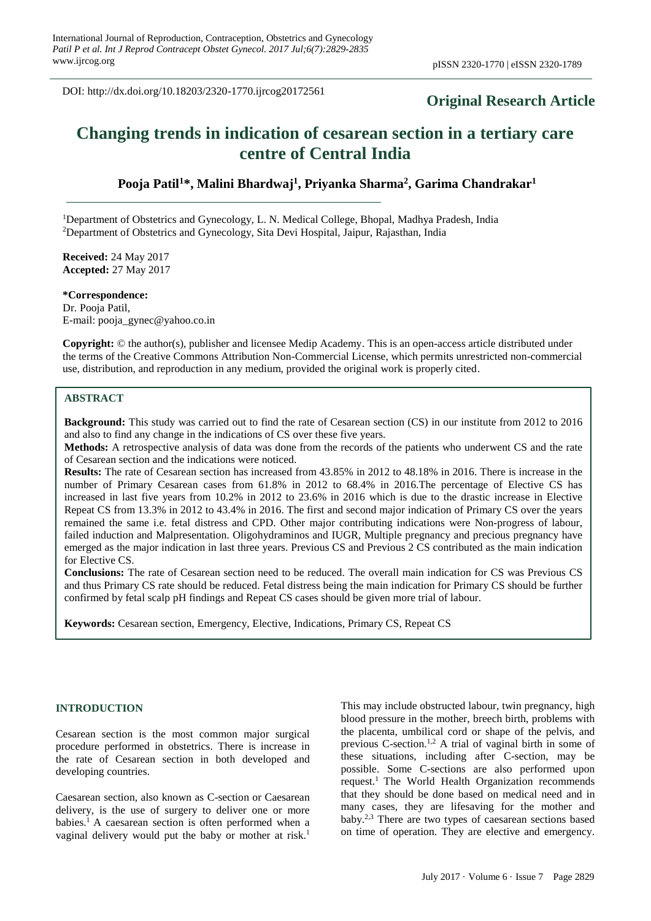DOI: http://dx.doi.org/10.18203/2320-1770.ijrcog20172561

**Original Research Article**

# Changing trends in indication of cesarean section in a tertiary care centre of Central India

**Pooja Patil[1]*, Malini Bhardwaj[1], Priyanka Sharma[2], Garima Chandrakar[1]**

[1]Department of Obstetrics and Gynecology, L. N. Medical College, Bhopal, Madhya Pradesh, India
[2]Department of Obstetrics and Gynecology, Sita Devi Hospital, Jaipur, Rajasthan, India

**Received:** 24 May 2017
**Accepted:** 27 May 2017

***Correspondence:**
Dr. Pooja Patil,
E-mail: pooja_gynec@yahoo.co.in

**Copyright:** © the author(s), publisher and licensee Medip Academy. This is an open-access article distributed under the terms of the Creative Commons Attribution Non-Commercial License, which permits unrestricted non-commercial use, distribution, and reproduction in any medium, provided the original work is properly cited.

## ABSTRACT

**Background:** This study was carried out to find the rate of Cesarean section (CS) in our institute from 2012 to 2016 and also to find any change in the indications of CS over these five years.

**Methods:** A retrospective analysis of data was done from the records of the patients who underwent CS and the rate of Cesarean section and the indications were noticed.

**Results:** The rate of Cesarean section has increased from 43.85% in 2012 to 48.18% in 2016. There is increase in the number of Primary Cesarean cases from 61.8% in 2012 to 68.4% in 2016.The percentage of Elective CS has increased in last five years from 10.2% in 2012 to 23.6% in 2016 which is due to the drastic increase in Elective Repeat CS from 13.3% in 2012 to 43.4% in 2016. The first and second major indication of Primary CS over the years remained the same i.e. fetal distress and CPD. Other major contributing indications were Non-progress of labour, failed induction and Malpresentation. Oligohydraminos and IUGR, Multiple pregnancy and precious pregnancy have emerged as the major indication in last three years. Previous CS and Previous 2 CS contributed as the main indication for Elective CS.

**Conclusions:** The rate of Cesarean section need to be reduced. The overall main indication for CS was Previous CS and thus Primary CS rate should be reduced. Fetal distress being the main indication for Primary CS should be further confirmed by fetal scalp pH findings and Repeat CS cases should be given more trial of labour.

**Keywords:** Cesarean section, Emergency, Elective, Indications, Primary CS, Repeat CS

## INTRODUCTION

Cesarean section is the most common major surgical procedure performed in obstetrics. There is increase in the rate of Cesarean section in both developed and developing countries.

Caesarean section, also known as C-section or Caesarean delivery, is the use of surgery to deliver one or more babies.[1] A caesarean section is often performed when a vaginal delivery would put the baby or mother at risk.[1] This may include obstructed labour, twin pregnancy, high blood pressure in the mother, breech birth, problems with the placenta, umbilical cord or shape of the pelvis, and previous C-section.[1,2] A trial of vaginal birth in some of these situations, including after C-section, may be possible. Some C-sections are also performed upon request.[1] The World Health Organization recommends that they should be done based on medical need and in many cases, they are lifesaving for the mother and baby.[2,3] There are two types of caesarean sections based on time of operation. They are elective and emergency.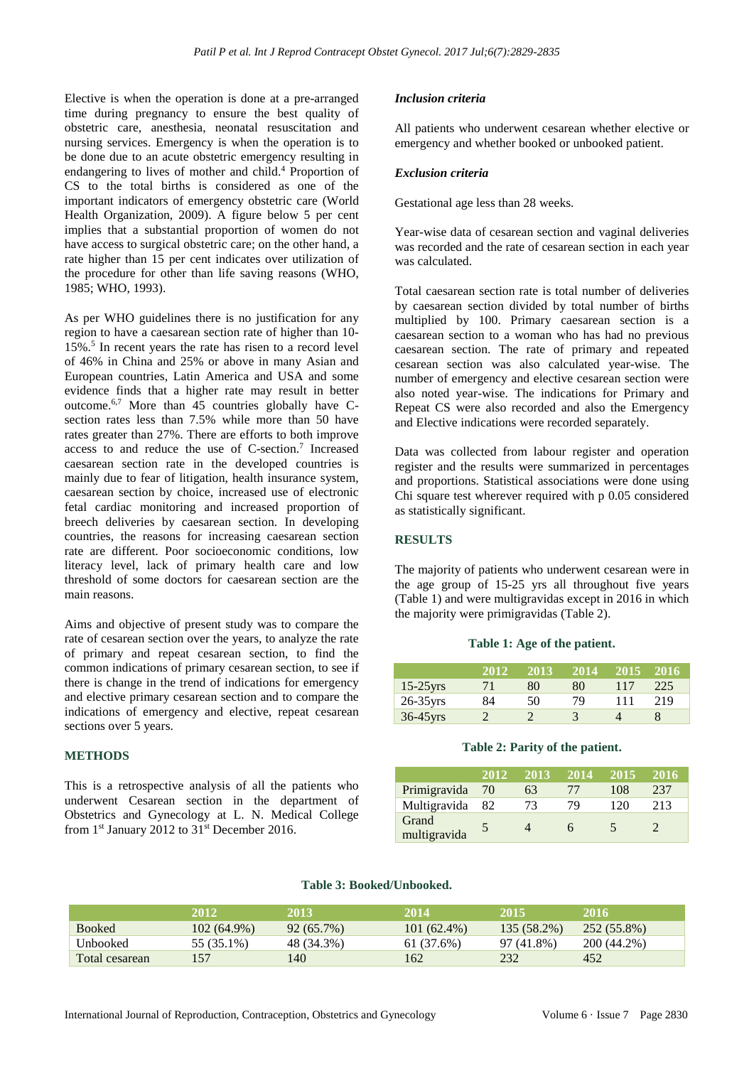Elective is when the operation is done at a pre-arranged time during pregnancy to ensure the best quality of obstetric care, anesthesia, neonatal resuscitation and nursing services. Emergency is when the operation is to be done due to an acute obstetric emergency resulting in endangering to lives of mother and child.[4] Proportion of CS to the total births is considered as one of the important indicators of emergency obstetric care (World Health Organization, 2009). A figure below 5 per cent implies that a substantial proportion of women do not have access to surgical obstetric care; on the other hand, a rate higher than 15 per cent indicates over utilization of the procedure for other than life saving reasons (WHO, 1985; WHO, 1993).

As per WHO guidelines there is no justification for any region to have a caesarean section rate of higher than 10-15%.[5] In recent years the rate has risen to a record level of 46% in China and 25% or above in many Asian and European countries, Latin America and USA and some evidence finds that a higher rate may result in better outcome.[6,7] More than 45 countries globally have C-section rates less than 7.5% while more than 50 have rates greater than 27%. There are efforts to both improve access to and reduce the use of C-section.[7] Increased caesarean section rate in the developed countries is mainly due to fear of litigation, health insurance system, caesarean section by choice, increased use of electronic fetal cardiac monitoring and increased proportion of breech deliveries by caesarean section. In developing countries, the reasons for increasing caesarean section rate are different. Poor socioeconomic conditions, low literacy level, lack of primary health care and low threshold of some doctors for caesarean section are the main reasons.

Aims and objective of present study was to compare the rate of cesarean section over the years, to analyze the rate of primary and repeat cesarean section, to find the common indications of primary cesarean section, to see if there is change in the trend of indications for emergency and elective primary cesarean section and to compare the indications of emergency and elective, repeat cesarean sections over 5 years.

## METHODS

This is a retrospective analysis of all the patients who underwent Cesarean section in the department of Obstetrics and Gynecology at L. N. Medical College from 1st January 2012 to 31st December 2016.

### *Inclusion criteria*

All patients who underwent cesarean whether elective or emergency and whether booked or unbooked patient.

### *Exclusion criteria*

Gestational age less than 28 weeks.

Year-wise data of cesarean section and vaginal deliveries was recorded and the rate of cesarean section in each year was calculated.

Total caesarean section rate is total number of deliveries by caesarean section divided by total number of births multiplied by 100. Primary caesarean section is a caesarean section to a woman who has had no previous caesarean section. The rate of primary and repeated cesarean section was also calculated year-wise. The number of emergency and elective cesarean section were also noted year-wise. The indications for Primary and Repeat CS were also recorded and also the Emergency and Elective indications were recorded separately.

Data was collected from labour register and operation register and the results were summarized in percentages and proportions. Statistical associations were done using Chi square test wherever required with p 0.05 considered as statistically significant.

## RESULTS

The majority of patients who underwent cesarean were in the age group of 15-25 yrs all throughout five years (Table 1) and were multigravidas except in 2016 in which the majority were primigravidas (Table 2).

**Table 1: Age of the patient.**

| | 2012 | 2013 | 2014 | 2015 | 2016 |
|---|---|---|---|---|---|
| 15-25yrs | 71 | 80 | 80 | 117 | 225 |
| 26-35yrs | 84 | 50 | 79 | 111 | 219 |
| 36-45yrs | 2 | 2 | 3 | 4 | 8 |

**Table 2: Parity of the patient.**

| | 2012 | 2013 | 2014 | 2015 | 2016 |
|---|---|---|---|---|---|
| Primigravida | 70 | 63 | 77 | 108 | 237 |
| Multigravida | 82 | 73 | 79 | 120 | 213 |
| Grand multigravida | 5 | 4 | 6 | 5 | 2 |

**Table 3: Booked/Unbooked.**

| | 2012 | 2013 | 2014 | 2015 | 2016 |
|---|---|---|---|---|---|
| Booked | 102 (64.9%) | 92 (65.7%) | 101 (62.4%) | 135 (58.2%) | 252 (55.8%) |
| Unbooked | 55 (35.1%) | 48 (34.3%) | 61 (37.6%) | 97 (41.8%) | 200 (44.2%) |
| Total cesarean | 157 | 140 | 162 | 232 | 452 |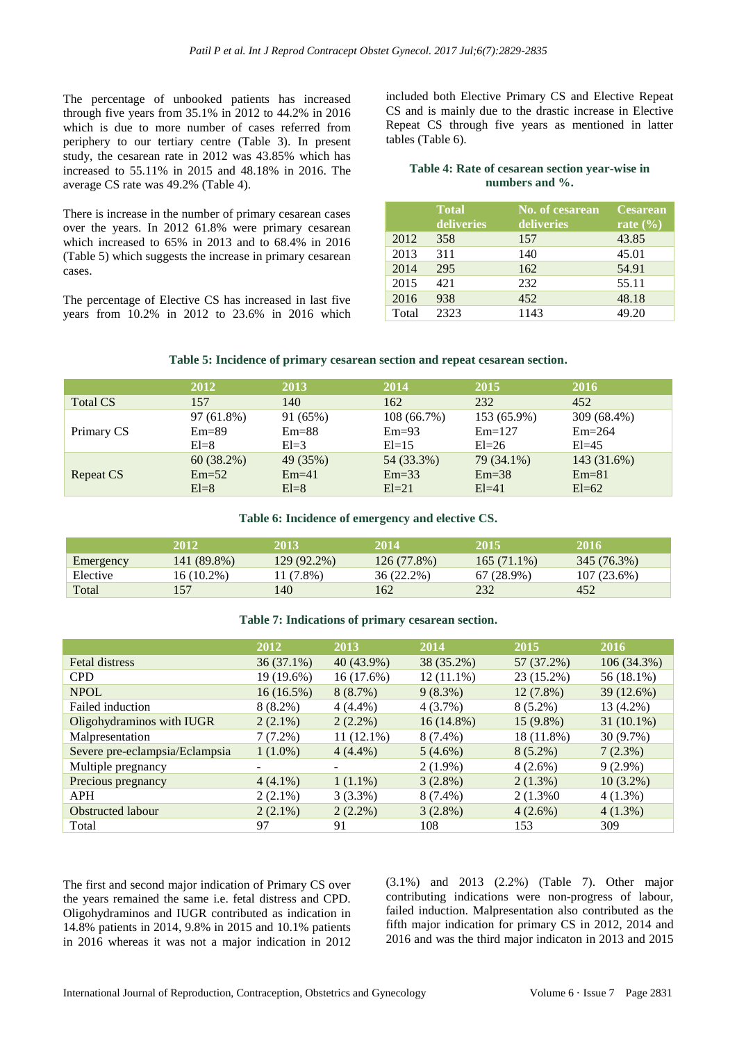The percentage of unbooked patients has increased through five years from 35.1% in 2012 to 44.2% in 2016 which is due to more number of cases referred from periphery to our tertiary centre (Table 3). In present study, the cesarean rate in 2012 was 43.85% which has increased to 55.11% in 2015 and 48.18% in 2016. The average CS rate was 49.2% (Table 4).

There is increase in the number of primary cesarean cases over the years. In 2012 61.8% were primary cesarean which increased to 65% in 2013 and to 68.4% in 2016 (Table 5) which suggests the increase in primary cesarean cases.

The percentage of Elective CS has increased in last five years from 10.2% in 2012 to 23.6% in 2016 which included both Elective Primary CS and Elective Repeat CS and is mainly due to the drastic increase in Elective Repeat CS through five years as mentioned in latter tables (Table 6).

**Table 4: Rate of cesarean section year-wise in numbers and %.**

| | Total deliveries | No. of cesarean deliveries | Cesarean rate (%) |
|---|---|---|---|
| 2012 | 358 | 157 | 43.85 |
| 2013 | 311 | 140 | 45.01 |
| 2014 | 295 | 162 | 54.91 |
| 2015 | 421 | 232 | 55.11 |
| 2016 | 938 | 452 | 48.18 |
| Total | 2323 | 1143 | 49.20 |

**Table 5: Incidence of primary cesarean section and repeat cesarean section.**

| | 2012 | 2013 | 2014 | 2015 | 2016 |
|---|---|---|---|---|---|
| Total CS | 157 | 140 | 162 | 232 | 452 |
| Primary CS | 97 (61.8%)<br>Em=89<br>El=8 | 91 (65%)<br>Em=88<br>El=3 | 108 (66.7%)<br>Em=93<br>El=15 | 153 (65.9%)<br>Em=127<br>El=26 | 309 (68.4%)<br>Em=264<br>El=45 |
| Repeat CS | 60 (38.2%)<br>Em=52<br>El=8 | 49 (35%)<br>Em=41<br>El=8 | 54 (33.3%)<br>Em=33<br>El=21 | 79 (34.1%)<br>Em=38<br>El=41 | 143 (31.6%)<br>Em=81<br>El=62 |

**Table 6: Incidence of emergency and elective CS.**

| | 2012 | 2013 | 2014 | 2015 | 2016 |
|---|---|---|---|---|---|
| Emergency | 141 (89.8%) | 129 (92.2%) | 126 (77.8%) | 165 (71.1%) | 345 (76.3%) |
| Elective | 16 (10.2%) | 11 (7.8%) | 36 (22.2%) | 67 (28.9%) | 107 (23.6%) |
| Total | 157 | 140 | 162 | 232 | 452 |

**Table 7: Indications of primary cesarean section.**

| | 2012 | 2013 | 2014 | 2015 | 2016 |
|---|---|---|---|---|---|
| Fetal distress | 36 (37.1%) | 40 (43.9%) | 38 (35.2%) | 57 (37.2%) | 106 (34.3%) |
| CPD | 19 (19.6%) | 16 (17.6%) | 12 (11.1%) | 23 (15.2%) | 56 (18.1%) |
| NPOL | 16 (16.5%) | 8 (8.7%) | 9 (8.3%) | 12 (7.8%) | 39 (12.6%) |
| Failed induction | 8 (8.2%) | 4 (4.4%) | 4 (3.7%) | 8 (5.2%) | 13 (4.2%) |
| Oligohydraminos with IUGR | 2 (2.1%) | 2 (2.2%) | 16 (14.8%) | 15 (9.8%) | 31 (10.1%) |
| Malpresentation | 7 (7.2%) | 11 (12.1%) | 8 (7.4%) | 18 (11.8%) | 30 (9.7%) |
| Severe pre-eclampsia/Eclampsia | 1 (1.0%) | 4 (4.4%) | 5 (4.6%) | 8 (5.2%) | 7 (2.3%) |
| Multiple pregnancy | - | - | 2 (1.9%) | 4 (2.6%) | 9 (2.9%) |
| Precious pregnancy | 4 (4.1%) | 1 (1.1%) | 3 (2.8%) | 2 (1.3%) | 10 (3.2%) |
| APH | 2 (2.1%) | 3 (3.3%) | 8 (7.4%) | 2 (1.3%0 | 4 (1.3%) |
| Obstructed labour | 2 (2.1%) | 2 (2.2%) | 3 (2.8%) | 4 (2.6%) | 4 (1.3%) |
| Total | 97 | 91 | 108 | 153 | 309 |

The first and second major indication of Primary CS over the years remained the same i.e. fetal distress and CPD. Oligohydraminos and IUGR contributed as indication in 14.8% patients in 2014, 9.8% in 2015 and 10.1% patients in 2016 whereas it was not a major indication in 2012 (3.1%) and 2013 (2.2%) (Table 7). Other major contributing indications were non-progress of labour, failed induction. Malpresentation also contributed as the fifth major indication for primary CS in 2012, 2014 and 2016 and was the third major indicaton in 2013 and 2015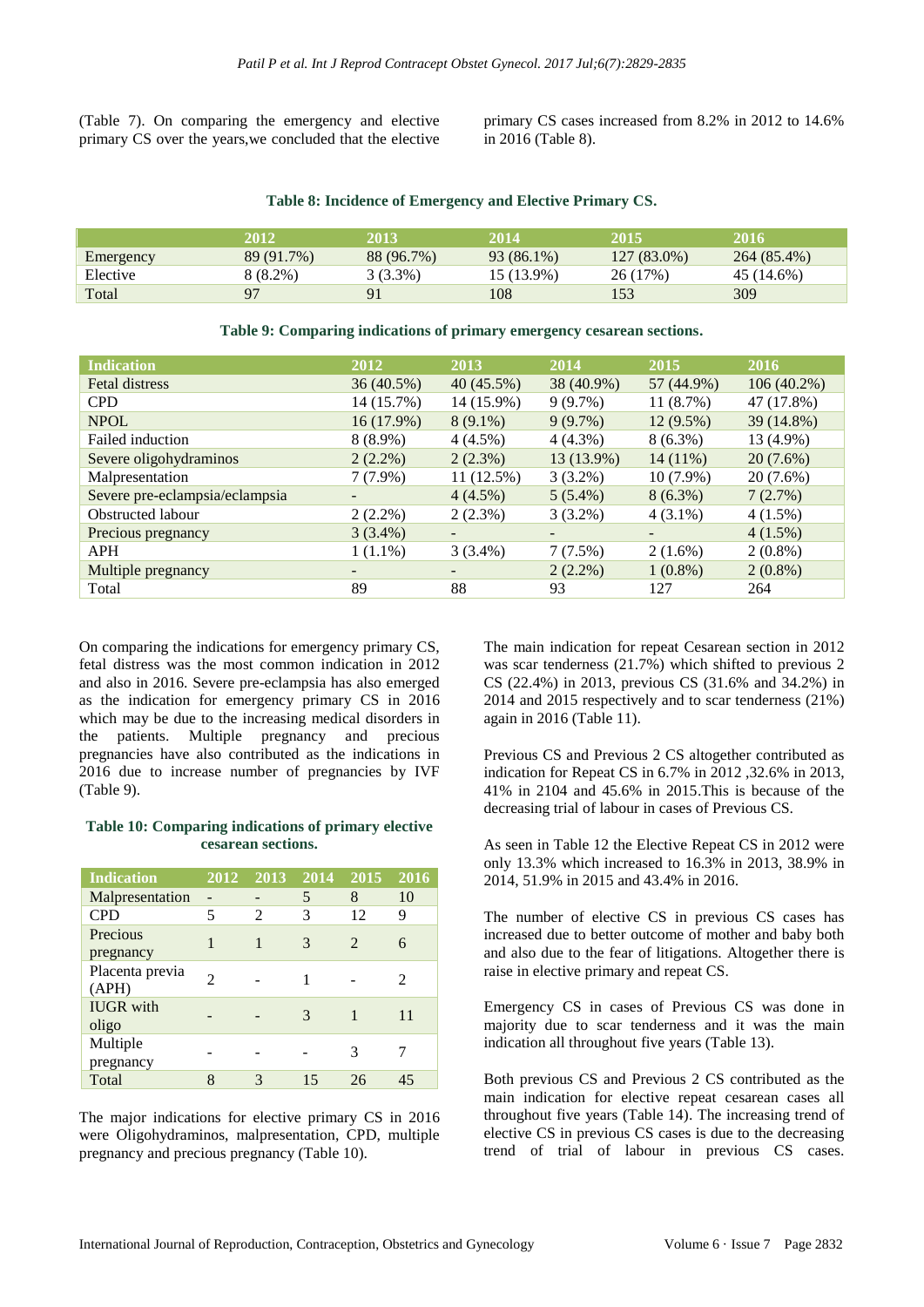(Table 7). On comparing the emergency and elective primary CS over the years,we concluded that the elective primary CS cases increased from 8.2% in 2012 to 14.6% in 2016 (Table 8).

**Table 8: Incidence of Emergency and Elective Primary CS.**

| | 2012 | 2013 | 2014 | 2015 | 2016 |
|---|---|---|---|---|---|
| Emergency | 89 (91.7%) | 88 (96.7%) | 93 (86.1%) | 127 (83.0%) | 264 (85.4%) |
| Elective | 8 (8.2%) | 3 (3.3%) | 15 (13.9%) | 26 (17%) | 45 (14.6%) |
| Total | 97 | 91 | 108 | 153 | 309 |

**Table 9: Comparing indications of primary emergency cesarean sections.**

| Indication | 2012 | 2013 | 2014 | 2015 | 2016 |
|---|---|---|---|---|---|
| Fetal distress | 36 (40.5%) | 40 (45.5%) | 38 (40.9%) | 57 (44.9%) | 106 (40.2%) |
| CPD | 14 (15.7%) | 14 (15.9%) | 9 (9.7%) | 11 (8.7%) | 47 (17.8%) |
| NPOL | 16 (17.9%) | 8 (9.1%) | 9 (9.7%) | 12 (9.5%) | 39 (14.8%) |
| Failed induction | 8 (8.9%) | 4 (4.5%) | 4 (4.3%) | 8 (6.3%) | 13 (4.9%) |
| Severe oligohydraminos | 2 (2.2%) | 2 (2.3%) | 13 (13.9%) | 14 (11%) | 20 (7.6%) |
| Malpresentation | 7 (7.9%) | 11 (12.5%) | 3 (3.2%) | 10 (7.9%) | 20 (7.6%) |
| Severe pre-eclampsia/eclampsia | - | 4 (4.5%) | 5 (5.4%) | 8 (6.3%) | 7 (2.7%) |
| Obstructed labour | 2 (2.2%) | 2 (2.3%) | 3 (3.2%) | 4 (3.1%) | 4 (1.5%) |
| Precious pregnancy | 3 (3.4%) | - | - | - | 4 (1.5%) |
| APH | 1 (1.1%) | 3 (3.4%) | 7 (7.5%) | 2 (1.6%) | 2 (0.8%) |
| Multiple pregnancy | - | - | 2 (2.2%) | 1 (0.8%) | 2 (0.8%) |
| Total | 89 | 88 | 93 | 127 | 264 |

On comparing the indications for emergency primary CS, fetal distress was the most common indication in 2012 and also in 2016. Severe pre-eclampsia has also emerged as the indication for emergency primary CS in 2016 which may be due to the increasing medical disorders in the patients. Multiple pregnancy and precious pregnancies have also contributed as the indications in 2016 due to increase number of pregnancies by IVF (Table 9).

**Table 10: Comparing indications of primary elective cesarean sections.**

| Indication | 2012 | 2013 | 2014 | 2015 | 2016 |
|---|---|---|---|---|---|
| Malpresentation | - | - | 5 | 8 | 10 |
| CPD | 5 | 2 | 3 | 12 | 9 |
| Precious pregnancy | 1 | 1 | 3 | 2 | 6 |
| Placenta previa (APH) | 2 | - | 1 | - | 2 |
| IUGR with oligo | - | - | 3 | 1 | 11 |
| Multiple pregnancy | - | - | - | 3 | 7 |
| Total | 8 | 3 | 15 | 26 | 45 |

The major indications for elective primary CS in 2016 were Oligohydraminos, malpresentation, CPD, multiple pregnancy and precious pregnancy (Table 10).

The main indication for repeat Cesarean section in 2012 was scar tenderness (21.7%) which shifted to previous 2 CS (22.4%) in 2013, previous CS (31.6% and 34.2%) in 2014 and 2015 respectively and to scar tenderness (21%) again in 2016 (Table 11).

Previous CS and Previous 2 CS altogether contributed as indication for Repeat CS in 6.7% in 2012 ,32.6% in 2013, 41% in 2104 and 45.6% in 2015.This is because of the decreasing trial of labour in cases of Previous CS.

As seen in Table 12 the Elective Repeat CS in 2012 were only 13.3% which increased to 16.3% in 2013, 38.9% in 2014, 51.9% in 2015 and 43.4% in 2016.

The number of elective CS in previous CS cases has increased due to better outcome of mother and baby both and also due to the fear of litigations. Altogether there is raise in elective primary and repeat CS.

Emergency CS in cases of Previous CS was done in majority due to scar tenderness and it was the main indication all throughout five years (Table 13).

Both previous CS and Previous 2 CS contributed as the main indication for elective repeat cesarean cases all throughout five years (Table 14). The increasing trend of elective CS in previous CS cases is due to the decreasing trend of trial of labour in previous CS cases.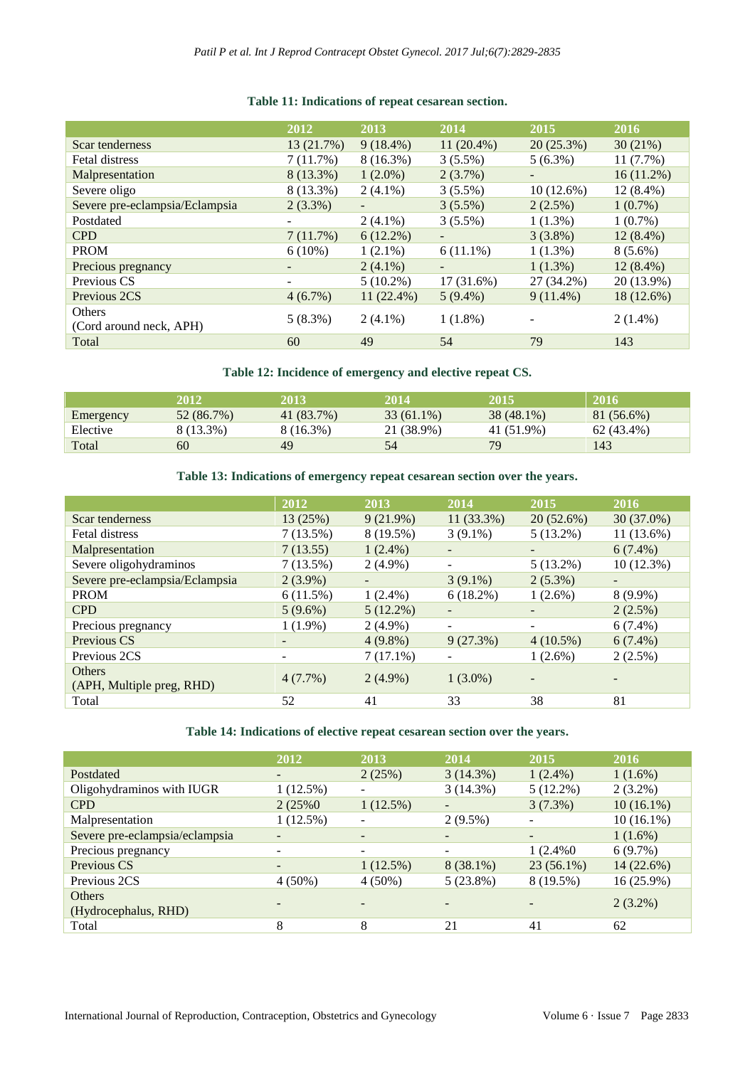**Table 11: Indications of repeat cesarean section.**

| | 2012 | 2013 | 2014 | 2015 | 2016 |
|---|---|---|---|---|---|
| Scar tenderness | 13 (21.7%) | 9 (18.4%) | 11 (20.4%) | 20 (25.3%) | 30 (21%) |
| Fetal distress | 7 (11.7%) | 8 (16.3%) | 3 (5.5%) | 5 (6.3%) | 11 (7.7%) |
| Malpresentation | 8 (13.3%) | 1 (2.0%) | 2 (3.7%) | - | 16 (11.2%) |
| Severe oligo | 8 (13.3%) | 2 (4.1%) | 3 (5.5%) | 10 (12.6%) | 12 (8.4%) |
| Severe pre-eclampsia/Eclampsia | 2 (3.3%) | - | 3 (5.5%) | 2 (2.5%) | 1 (0.7%) |
| Postdated | - | 2 (4.1%) | 3 (5.5%) | 1 (1.3%) | 1 (0.7%) |
| CPD | 7 (11.7%) | 6 (12.2%) | - | 3 (3.8%) | 12 (8.4%) |
| PROM | 6 (10%) | 1 (2.1%) | 6 (11.1%) | 1 (1.3%) | 8 (5.6%) |
| Precious pregnancy | - | 2 (4.1%) | - | 1 (1.3%) | 12 (8.4%) |
| Previous CS | - | 5 (10.2%) | 17 (31.6%) | 27 (34.2%) | 20 (13.9%) |
| Previous 2CS | 4 (6.7%) | 11 (22.4%) | 5 (9.4%) | 9 (11.4%) | 18 (12.6%) |
| Others (Cord around neck, APH) | 5 (8.3%) | 2 (4.1%) | 1 (1.8%) | - | 2 (1.4%) |
| Total | 60 | 49 | 54 | 79 | 143 |

**Table 12: Incidence of emergency and elective repeat CS.**

| | 2012 | 2013 | 2014 | 2015 | 2016 |
|---|---|---|---|---|---|
| Emergency | 52 (86.7%) | 41 (83.7%) | 33 (61.1%) | 38 (48.1%) | 81 (56.6%) |
| Elective | 8 (13.3%) | 8 (16.3%) | 21 (38.9%) | 41 (51.9%) | 62 (43.4%) |
| Total | 60 | 49 | 54 | 79 | 143 |

**Table 13: Indications of emergency repeat cesarean section over the years.**

| | 2012 | 2013 | 2014 | 2015 | 2016 |
|---|---|---|---|---|---|
| Scar tenderness | 13 (25%) | 9 (21.9%) | 11 (33.3%) | 20 (52.6%) | 30 (37.0%) |
| Fetal distress | 7 (13.5%) | 8 (19.5%) | 3 (9.1%) | 5 (13.2%) | 11 (13.6%) |
| Malpresentation | 7 (13.55) | 1 (2.4%) | - | - | 6 (7.4%) |
| Severe oligohydraminos | 7 (13.5%) | 2 (4.9%) | - | 5 (13.2%) | 10 (12.3%) |
| Severe pre-eclampsia/Eclampsia | 2 (3.9%) | - | 3 (9.1%) | 2 (5.3%) | - |
| PROM | 6 (11.5%) | 1 (2.4%) | 6 (18.2%) | 1 (2.6%) | 8 (9.9%) |
| CPD | 5 (9.6%) | 5 (12.2%) | - | - | 2 (2.5%) |
| Precious pregnancy | 1 (1.9%) | 2 (4.9%) | - | - | 6 (7.4%) |
| Previous CS | - | 4 (9.8%) | 9 (27.3%) | 4 (10.5%) | 6 (7.4%) |
| Previous 2CS | - | 7 (17.1%) | - | 1 (2.6%) | 2 (2.5%) |
| Others (APH, Multiple preg, RHD) | 4 (7.7%) | 2 (4.9%) | 1 (3.0%) | - | - |
| Total | 52 | 41 | 33 | 38 | 81 |

**Table 14: Indications of elective repeat cesarean section over the years.**

| | 2012 | 2013 | 2014 | 2015 | 2016 |
|---|---|---|---|---|---|
| Postdated | - | 2 (25%) | 3 (14.3%) | 1 (2.4%) | 1 (1.6%) |
| Oligohydraminos with IUGR | 1 (12.5%) | - | 3 (14.3%) | 5 (12.2%) | 2 (3.2%) |
| CPD | 2 (25%0 | 1 (12.5%) | - | 3 (7.3%) | 10 (16.1%) |
| Malpresentation | 1 (12.5%) | - | 2 (9.5%) | - | 10 (16.1%) |
| Severe pre-eclampsia/eclampsia | - | - | - | - | 1 (1.6%) |
| Precious pregnancy | - | - | - | 1 (2.4%0 | 6 (9.7%) |
| Previous CS | - | 1 (12.5%) | 8 (38.1%) | 23 (56.1%) | 14 (22.6%) |
| Previous 2CS | 4 (50%) | 4 (50%) | 5 (23.8%) | 8 (19.5%) | 16 (25.9%) |
| Others (Hydrocephalus, RHD) | - | - | - | - | 2 (3.2%) |
| Total | 8 | 8 | 21 | 41 | 62 |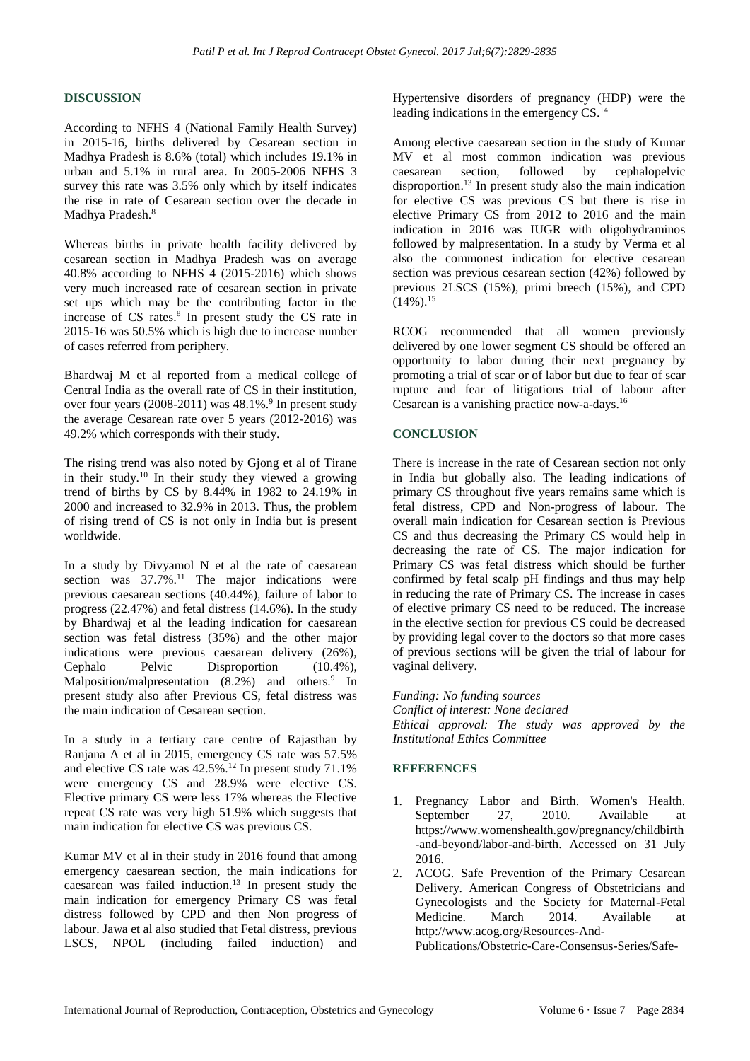## DISCUSSION

According to NFHS 4 (National Family Health Survey) in 2015-16, births delivered by Cesarean section in Madhya Pradesh is 8.6% (total) which includes 19.1% in urban and 5.1% in rural area. In 2005-2006 NFHS 3 survey this rate was 3.5% only which by itself indicates the rise in rate of Cesarean section over the decade in Madhya Pradesh.[8]

Whereas births in private health facility delivered by cesarean section in Madhya Pradesh was on average 40.8% according to NFHS 4 (2015-2016) which shows very much increased rate of cesarean section in private set ups which may be the contributing factor in the increase of CS rates.[8] In present study the CS rate in 2015-16 was 50.5% which is high due to increase number of cases referred from periphery.

Bhardwaj M et al reported from a medical college of Central India as the overall rate of CS in their institution, over four years (2008-2011) was 48.1%.[9] In present study the average Cesarean rate over 5 years (2012-2016) was 49.2% which corresponds with their study.

The rising trend was also noted by Gjong et al of Tirane in their study.[10] In their study they viewed a growing trend of births by CS by 8.44% in 1982 to 24.19% in 2000 and increased to 32.9% in 2013. Thus, the problem of rising trend of CS is not only in India but is present worldwide.

In a study by Divyamol N et al the rate of caesarean section was 37.7%.[11] The major indications were previous caesarean sections (40.44%), failure of labor to progress (22.47%) and fetal distress (14.6%). In the study by Bhardwaj et al the leading indication for caesarean section was fetal distress (35%) and the other major indications were previous caesarean delivery (26%), Cephalo Pelvic Disproportion (10.4%), Malposition/malpresentation (8.2%) and others.[9] In present study also after Previous CS, fetal distress was the main indication of Cesarean section.

In a study in a tertiary care centre of Rajasthan by Ranjana A et al in 2015, emergency CS rate was 57.5% and elective CS rate was 42.5%.[12] In present study 71.1% were emergency CS and 28.9% were elective CS. Elective primary CS were less 17% whereas the Elective repeat CS rate was very high 51.9% which suggests that main indication for elective CS was previous CS.

Kumar MV et al in their study in 2016 found that among emergency caesarean section, the main indications for caesarean was failed induction.[13] In present study the main indication for emergency Primary CS was fetal distress followed by CPD and then Non progress of labour. Jawa et al also studied that Fetal distress, previous LSCS, NPOL (including failed induction) and Hypertensive disorders of pregnancy (HDP) were the leading indications in the emergency CS.[14]

Among elective caesarean section in the study of Kumar MV et al most common indication was previous caesarean section, followed by cephalopelvic disproportion.[13] In present study also the main indication for elective CS was previous CS but there is rise in elective Primary CS from 2012 to 2016 and the main indication in 2016 was IUGR with oligohydraminos followed by malpresentation. In a study by Verma et al also the commonest indication for elective cesarean section was previous cesarean section (42%) followed by previous 2LSCS (15%), primi breech (15%), and CPD (14%).[15]

RCOG recommended that all women previously delivered by one lower segment CS should be offered an opportunity to labor during their next pregnancy by promoting a trial of scar or of labor but due to fear of scar rupture and fear of litigations trial of labour after Cesarean is a vanishing practice now-a-days.[16]

## CONCLUSION

There is increase in the rate of Cesarean section not only in India but globally also. The leading indications of primary CS throughout five years remains same which is fetal distress, CPD and Non-progress of labour. The overall main indication for Cesarean section is Previous CS and thus decreasing the Primary CS would help in decreasing the rate of CS. The major indication for Primary CS was fetal distress which should be further confirmed by fetal scalp pH findings and thus may help in reducing the rate of Primary CS. The increase in cases of elective primary CS need to be reduced. The increase in the elective section for previous CS could be decreased by providing legal cover to the doctors so that more cases of previous sections will be given the trial of labour for vaginal delivery.

*Funding: No funding sources*
*Conflict of interest: None declared*
*Ethical approval: The study was approved by the Institutional Ethics Committee*

## REFERENCES

1. Pregnancy Labor and Birth. Women's Health. September 27, 2010. Available at https://www.womenshealth.gov/pregnancy/childbirth-and-beyond/labor-and-birth. Accessed on 31 July 2016.
2. ACOG. Safe Prevention of the Primary Cesarean Delivery. American Congress of Obstetricians and Gynecologists and the Society for Maternal-Fetal Medicine. March 2014. Available at http://www.acog.org/Resources-And-Publications/Obstetric-Care-Consensus-Series/Safe-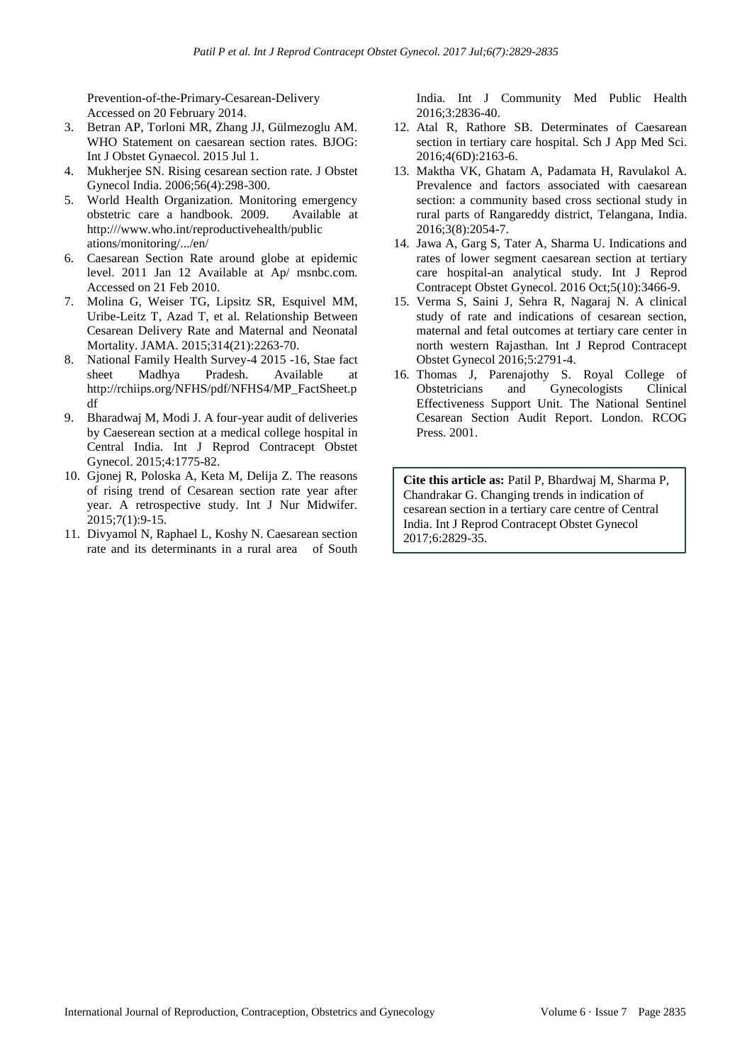Prevention-of-the-Primary-Cesarean-Delivery Accessed on 20 February 2014.

3. Betran AP, Torloni MR, Zhang JJ, Gülmezoglu AM. WHO Statement on caesarean section rates. BJOG: Int J Obstet Gynaecol. 2015 Jul 1.
4. Mukherjee SN. Rising cesarean section rate. J Obstet Gynecol India. 2006;56(4):298-300.
5. World Health Organization. Monitoring emergency obstetric care a handbook. 2009. Available at http:///www.who.int/reproductivehealth/public ations/monitoring/.../en/
6. Caesarean Section Rate around globe at epidemic level. 2011 Jan 12 Available at Ap/ msnbc.com. Accessed on 21 Feb 2010.
7. Molina G, Weiser TG, Lipsitz SR, Esquivel MM, Uribe-Leitz T, Azad T, et al. Relationship Between Cesarean Delivery Rate and Maternal and Neonatal Mortality. JAMA. 2015;314(21):2263-70.
8. National Family Health Survey-4 2015 -16, Stae fact sheet Madhya Pradesh. Available at http://rchiips.org/NFHS/pdf/NFHS4/MP_FactSheet.pdf
9. Bharadwaj M, Modi J. A four-year audit of deliveries by Caeserean section at a medical college hospital in Central India. Int J Reprod Contracept Obstet Gynecol. 2015;4:1775-82.
10. Gjonej R, Poloska A, Keta M, Delija Z. The reasons of rising trend of Cesarean section rate year after year. A retrospective study. Int J Nur Midwifer. 2015;7(1):9-15.
11. Divyamol N, Raphael L, Koshy N. Caesarean section rate and its determinants in a rural area of South India. Int J Community Med Public Health 2016;3:2836-40.
12. Atal R, Rathore SB. Determinates of Caesarean section in tertiary care hospital. Sch J App Med Sci. 2016;4(6D):2163-6.
13. Maktha VK, Ghatam A, Padamata H, Ravulakol A. Prevalence and factors associated with caesarean section: a community based cross sectional study in rural parts of Rangareddy district, Telangana, India. 2016;3(8):2054-7.
14. Jawa A, Garg S, Tater A, Sharma U. Indications and rates of lower segment caesarean section at tertiary care hospital-an analytical study. Int J Reprod Contracept Obstet Gynecol. 2016 Oct;5(10):3466-9.
15. Verma S, Saini J, Sehra R, Nagaraj N. A clinical study of rate and indications of cesarean section, maternal and fetal outcomes at tertiary care center in north western Rajasthan. Int J Reprod Contracept Obstet Gynecol 2016;5:2791-4.
16. Thomas J, Parenajothy S. Royal College of Obstetricians and Gynecologists Clinical Effectiveness Support Unit. The National Sentinel Cesarean Section Audit Report. London. RCOG Press. 2001.

**Cite this article as:** Patil P, Bhardwaj M, Sharma P, Chandrakar G. Changing trends in indication of cesarean section in a tertiary care centre of Central India. Int J Reprod Contracept Obstet Gynecol 2017;6:2829-35.